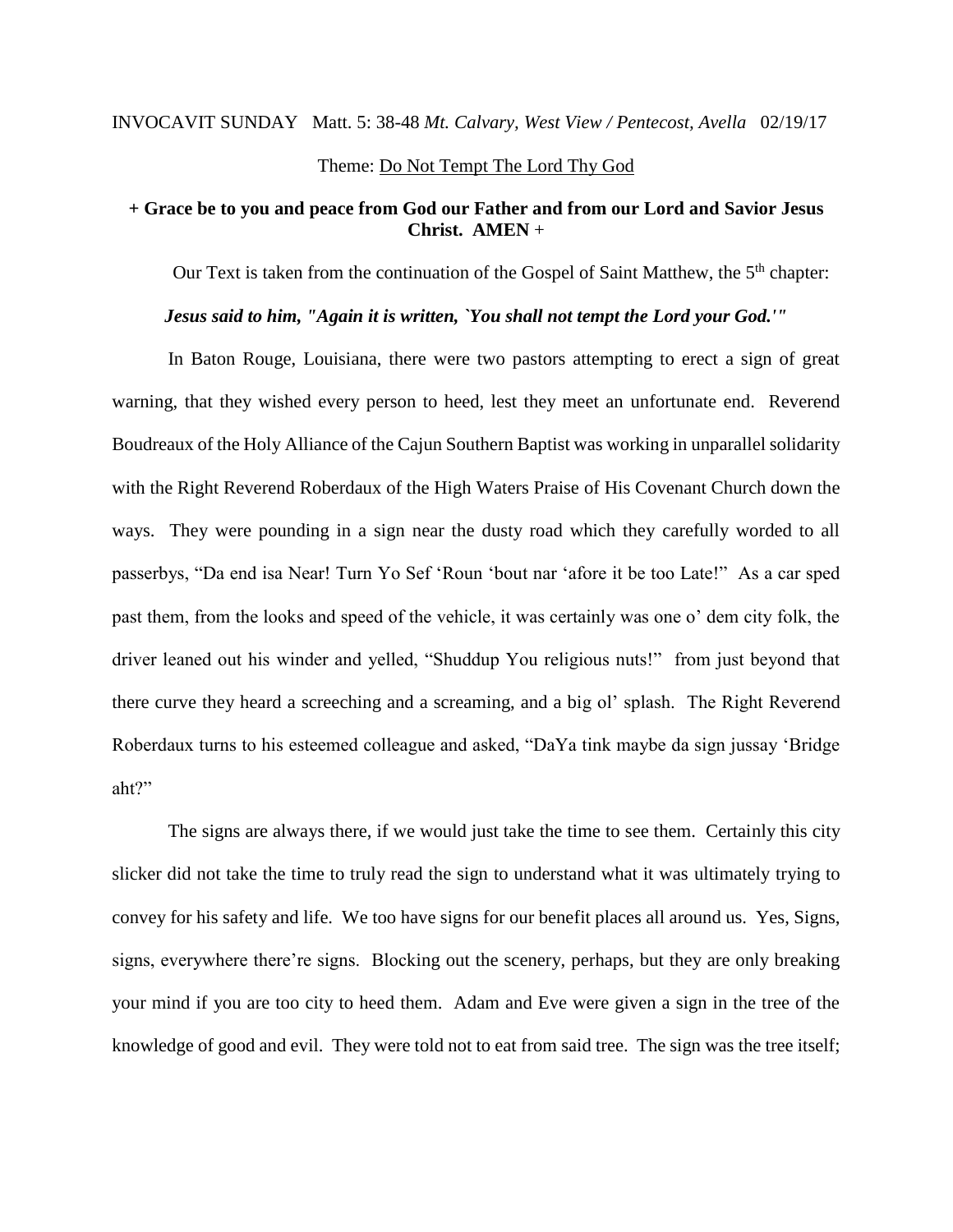INVOCAVIT SUNDAY Matt. 5: 38-48 *Mt. Calvary, West View / Pentecost, Avella* 02/19/17

Theme: Do Not Tempt The Lord Thy God

**+ Grace be to you and peace from God our Father and from our Lord and Savior Jesus Christ. AMEN +**

Our Text is taken from the continuation of the Gospel of Saint Matthew, the 5th chapter:

***Jesus said to him, "Again it is written, `You shall not tempt the Lord your God.'"***

In Baton Rouge, Louisiana, there were two pastors attempting to erect a sign of great warning, that they wished every person to heed, lest they meet an unfortunate end. Reverend Boudreaux of the Holy Alliance of the Cajun Southern Baptist was working in unparallel solidarity with the Right Reverend Roberdaux of the High Waters Praise of His Covenant Church down the ways. They were pounding in a sign near the dusty road which they carefully worded to all passerbys, "Da end isa Near! Turn Yo Sef 'Roun 'bout nar 'afore it be too Late!" As a car sped past them, from the looks and speed of the vehicle, it was certainly was one o' dem city folk, the driver leaned out his winder and yelled, "Shuddup You religious nuts!" from just beyond that there curve they heard a screeching and a screaming, and a big ol' splash. The Right Reverend Roberdaux turns to his esteemed colleague and asked, "DaYa tink maybe da sign jussay 'Bridge aht?"

The signs are always there, if we would just take the time to see them. Certainly this city slicker did not take the time to truly read the sign to understand what it was ultimately trying to convey for his safety and life. We too have signs for our benefit places all around us. Yes, Signs, signs, everywhere there're signs. Blocking out the scenery, perhaps, but they are only breaking your mind if you are too city to heed them. Adam and Eve were given a sign in the tree of the knowledge of good and evil. They were told not to eat from said tree. The sign was the tree itself;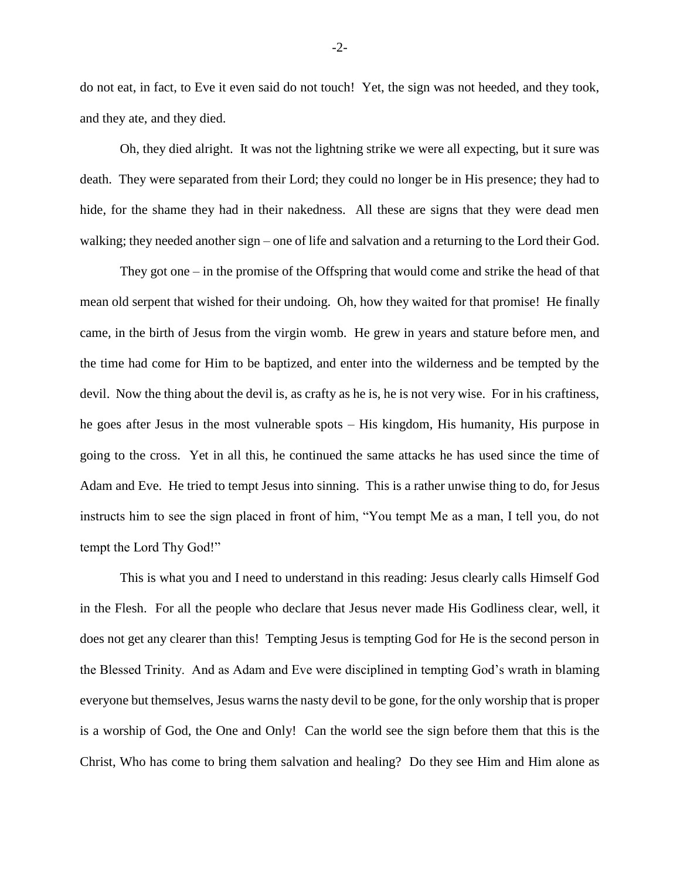do not eat, in fact, to Eve it even said do not touch! Yet, the sign was not heeded, and they took, and they ate, and they died.

Oh, they died alright. It was not the lightning strike we were all expecting, but it sure was death. They were separated from their Lord; they could no longer be in His presence; they had to hide, for the shame they had in their nakedness. All these are signs that they were dead men walking; they needed another sign – one of life and salvation and a returning to the Lord their God.

They got one – in the promise of the Offspring that would come and strike the head of that mean old serpent that wished for their undoing. Oh, how they waited for that promise! He finally came, in the birth of Jesus from the virgin womb. He grew in years and stature before men, and the time had come for Him to be baptized, and enter into the wilderness and be tempted by the devil. Now the thing about the devil is, as crafty as he is, he is not very wise. For in his craftiness, he goes after Jesus in the most vulnerable spots – His kingdom, His humanity, His purpose in going to the cross. Yet in all this, he continued the same attacks he has used since the time of Adam and Eve. He tried to tempt Jesus into sinning. This is a rather unwise thing to do, for Jesus instructs him to see the sign placed in front of him, "You tempt Me as a man, I tell you, do not tempt the Lord Thy God!"

This is what you and I need to understand in this reading: Jesus clearly calls Himself God in the Flesh. For all the people who declare that Jesus never made His Godliness clear, well, it does not get any clearer than this! Tempting Jesus is tempting God for He is the second person in the Blessed Trinity. And as Adam and Eve were disciplined in tempting God's wrath in blaming everyone but themselves, Jesus warns the nasty devil to be gone, for the only worship that is proper is a worship of God, the One and Only! Can the world see the sign before them that this is the Christ, Who has come to bring them salvation and healing? Do they see Him and Him alone as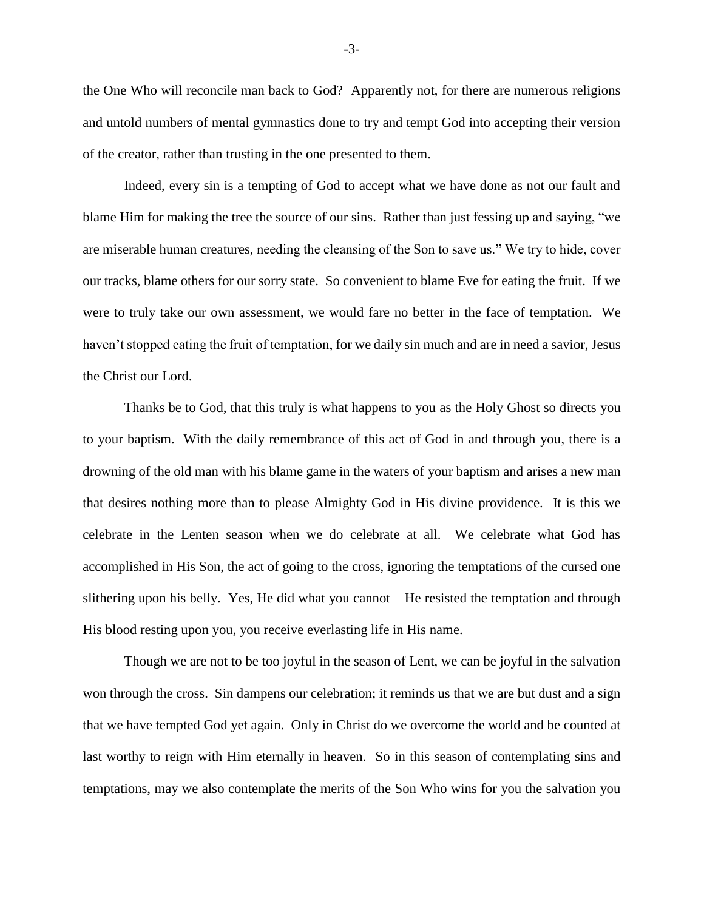the One Who will reconcile man back to God? Apparently not, for there are numerous religions and untold numbers of mental gymnastics done to try and tempt God into accepting their version of the creator, rather than trusting in the one presented to them.

Indeed, every sin is a tempting of God to accept what we have done as not our fault and blame Him for making the tree the source of our sins. Rather than just fessing up and saying, "we are miserable human creatures, needing the cleansing of the Son to save us." We try to hide, cover our tracks, blame others for our sorry state. So convenient to blame Eve for eating the fruit. If we were to truly take our own assessment, we would fare no better in the face of temptation. We haven't stopped eating the fruit of temptation, for we daily sin much and are in need a savior, Jesus the Christ our Lord.

Thanks be to God, that this truly is what happens to you as the Holy Ghost so directs you to your baptism. With the daily remembrance of this act of God in and through you, there is a drowning of the old man with his blame game in the waters of your baptism and arises a new man that desires nothing more than to please Almighty God in His divine providence. It is this we celebrate in the Lenten season when we do celebrate at all. We celebrate what God has accomplished in His Son, the act of going to the cross, ignoring the temptations of the cursed one slithering upon his belly. Yes, He did what you cannot – He resisted the temptation and through His blood resting upon you, you receive everlasting life in His name.

Though we are not to be too joyful in the season of Lent, we can be joyful in the salvation won through the cross. Sin dampens our celebration; it reminds us that we are but dust and a sign that we have tempted God yet again. Only in Christ do we overcome the world and be counted at last worthy to reign with Him eternally in heaven. So in this season of contemplating sins and temptations, may we also contemplate the merits of the Son Who wins for you the salvation you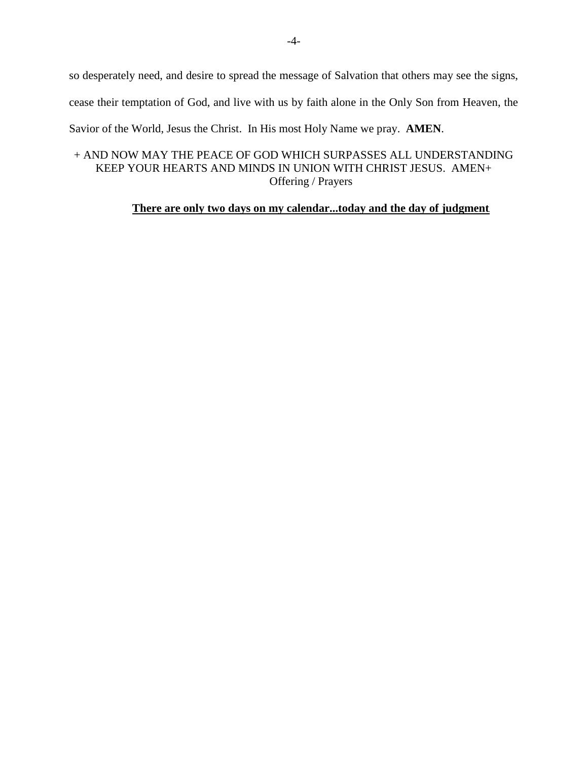so desperately need, and desire to spread the message of Salvation that others may see the signs, cease their temptation of God, and live with us by faith alone in the Only Son from Heaven, the Savior of the World, Jesus the Christ. In His most Holy Name we pray. **AMEN**.

+ AND NOW MAY THE PEACE OF GOD WHICH SURPASSES ALL UNDERSTANDING KEEP YOUR HEARTS AND MINDS IN UNION WITH CHRIST JESUS. AMEN+

Offering / Prayers

**<u>There are only two days on my calendar...today and the day of judgment</u>**